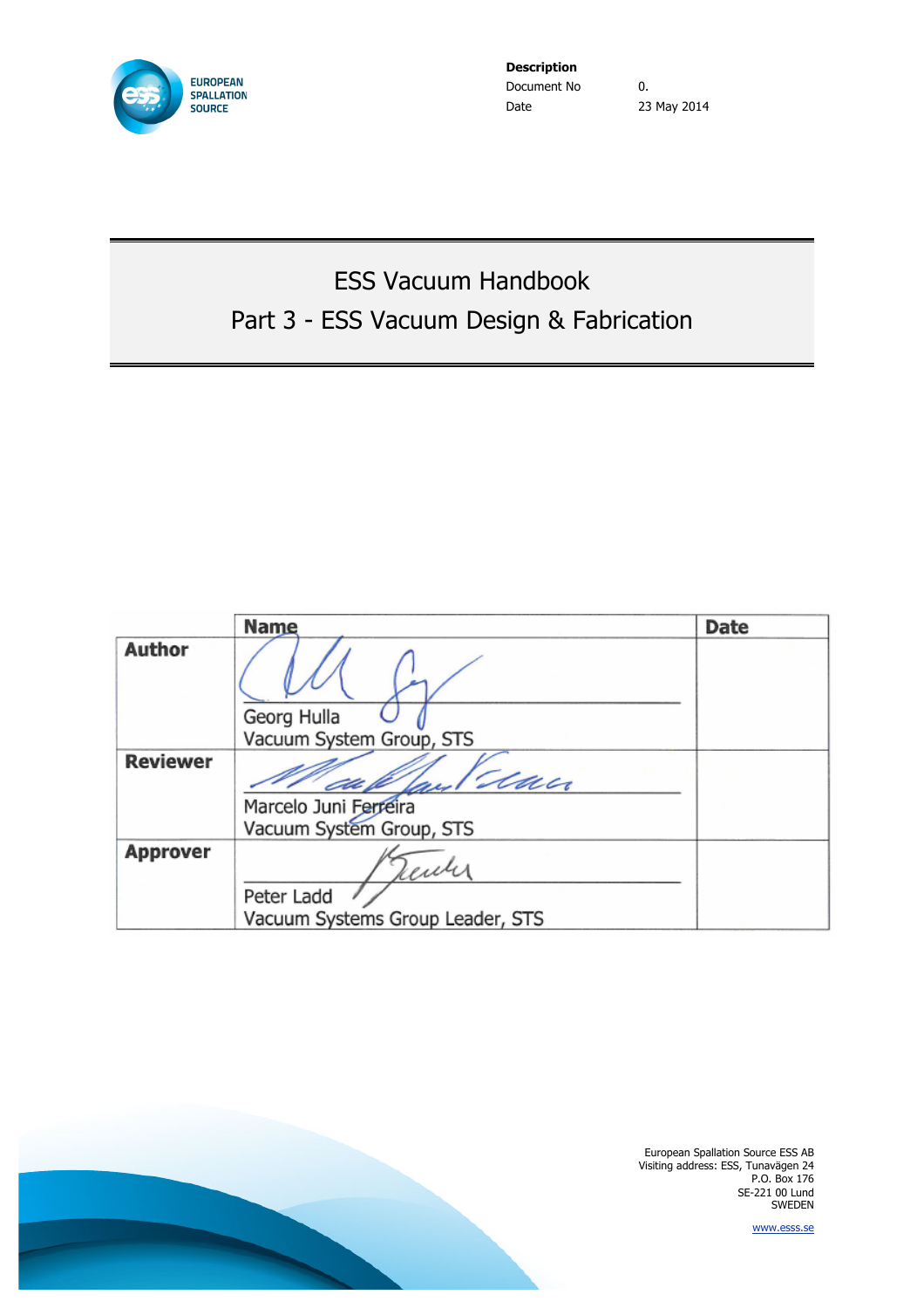EUROPEAN SPALLATION SOURCE

**Description**

| | |
|---|---|
| Document No | 0. |
| Date | 23 May 2014 |

# ESS Vacuum Handbook

## Part 3 - ESS Vacuum Design & Fabrication

| | Name | Date |
|---|---|---|
| **Author** | Georg Hulla<br>Vacuum System Group, STS | |
| **Reviewer** | Marcelo Juni Ferreira<br>Vacuum System Group, STS | |
| **Approver** | Peter Ladd<br>Vacuum Systems Group Leader, STS | |

European Spallation Source ESS AB
Visiting address: ESS, Tunavägen 24
P.O. Box 176
SE-221 00 Lund
SWEDEN

www.esss.se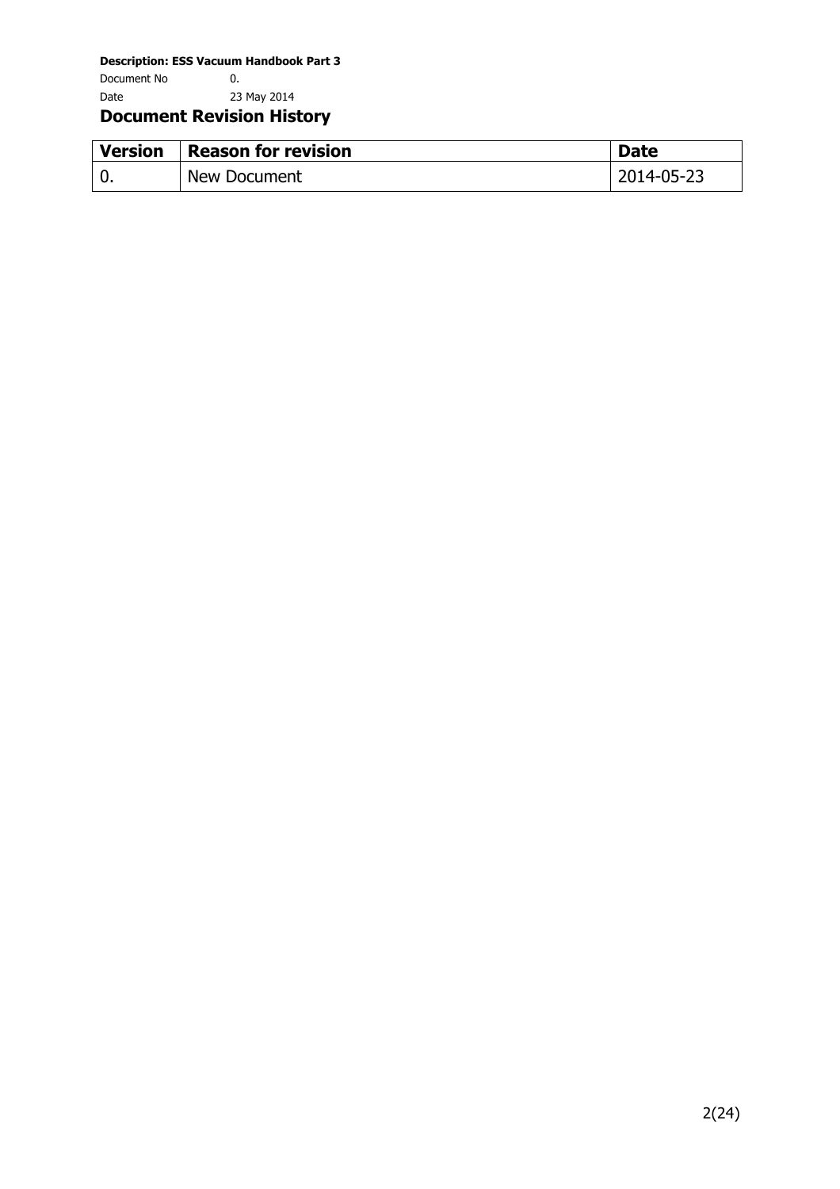## Document Revision History

| Version | Reason for revision | Date |
| --- | --- | --- |
| 0. | New Document | 2014-05-23 |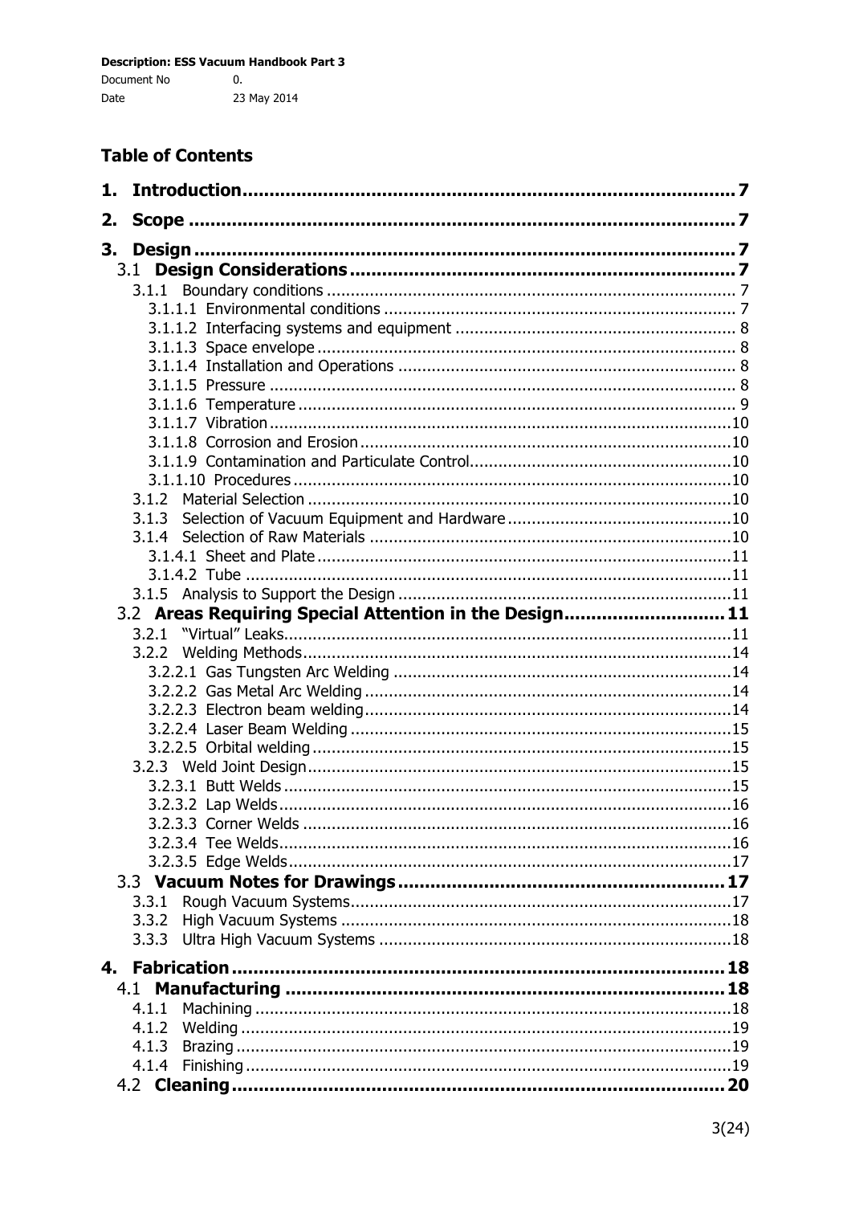**Description: ESS Vacuum Handbook Part 3**

Document No 0.

Date 23 May 2014

## Table of Contents

**1. Introduction** .......... 7

**2. Scope** .......... 7

**3. Design** .......... 7

- 3.1 **Design Considerations** .......... 7
  - 3.1.1 Boundary conditions .......... 7
    - 3.1.1.1 Environmental conditions .......... 7
    - 3.1.1.2 Interfacing systems and equipment .......... 8
    - 3.1.1.3 Space envelope .......... 8
    - 3.1.1.4 Installation and Operations .......... 8
    - 3.1.1.5 Pressure .......... 8
    - 3.1.1.6 Temperature .......... 9
    - 3.1.1.7 Vibration .......... 10
    - 3.1.1.8 Corrosion and Erosion .......... 10
    - 3.1.1.9 Contamination and Particulate Control .......... 10
    - 3.1.1.10 Procedures .......... 10
  - 3.1.2 Material Selection .......... 10
  - 3.1.3 Selection of Vacuum Equipment and Hardware .......... 10
  - 3.1.4 Selection of Raw Materials .......... 10
    - 3.1.4.1 Sheet and Plate .......... 11
    - 3.1.4.2 Tube .......... 11
  - 3.1.5 Analysis to Support the Design .......... 11
- 3.2 **Areas Requiring Special Attention in the Design** .......... 11
  - 3.2.1 "Virtual" Leaks .......... 11
  - 3.2.2 Welding Methods .......... 14
    - 3.2.2.1 Gas Tungsten Arc Welding .......... 14
    - 3.2.2.2 Gas Metal Arc Welding .......... 14
    - 3.2.2.3 Electron beam welding .......... 14
    - 3.2.2.4 Laser Beam Welding .......... 15
    - 3.2.2.5 Orbital welding .......... 15
  - 3.2.3 Weld Joint Design .......... 15
    - 3.2.3.1 Butt Welds .......... 15
    - 3.2.3.2 Lap Welds .......... 16
    - 3.2.3.3 Corner Welds .......... 16
    - 3.2.3.4 Tee Welds .......... 16
    - 3.2.3.5 Edge Welds .......... 17
- 3.3 **Vacuum Notes for Drawings** .......... 17
  - 3.3.1 Rough Vacuum Systems .......... 17
  - 3.3.2 High Vacuum Systems .......... 18
  - 3.3.3 Ultra High Vacuum Systems .......... 18

**4. Fabrication** .......... 18

- 4.1 **Manufacturing** .......... 18
  - 4.1.1 Machining .......... 18
  - 4.1.2 Welding .......... 19
  - 4.1.3 Brazing .......... 19
  - 4.1.4 Finishing .......... 19
- 4.2 **Cleaning** .......... 20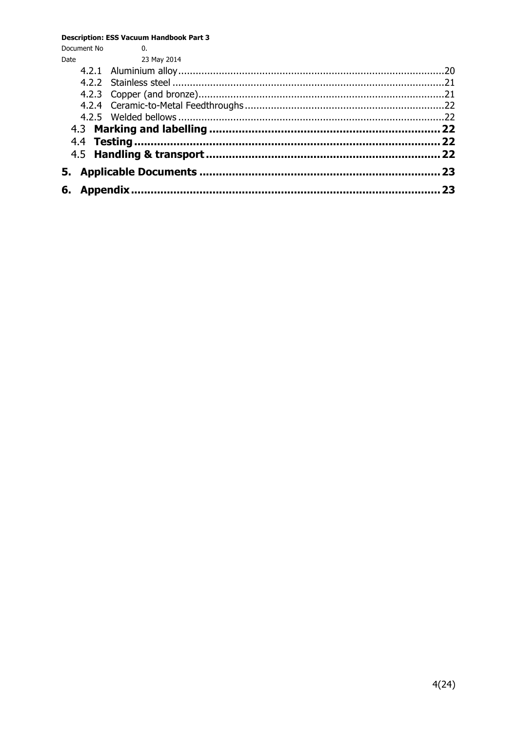4.2.1 Aluminium alloy ....... 20
4.2.2 Stainless steel ....... 21
4.2.3 Copper (and bronze) ....... 21
4.2.4 Ceramic-to-Metal Feedthroughs ....... 22
4.2.5 Welded bellows ....... 22

4.3 **Marking and labelling ....... 22**

4.4 **Testing ....... 22**

4.5 **Handling & transport ....... 22**

**5. Applicable Documents ....... 23**

**6. Appendix ....... 23**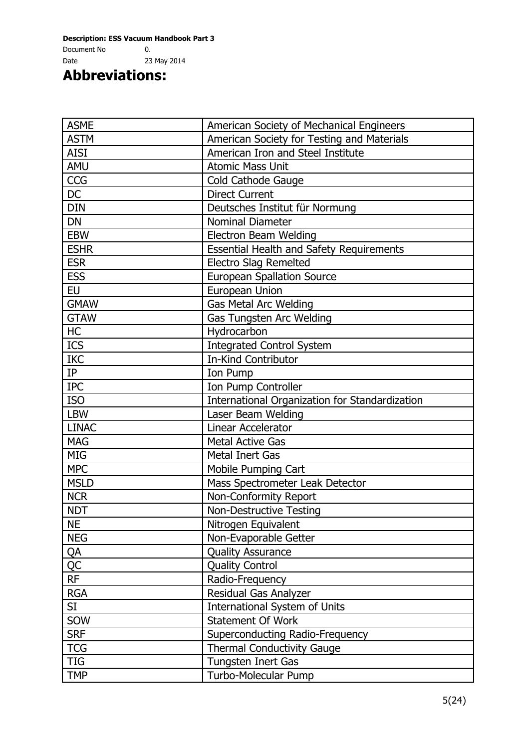# Abbreviations:

| | |
|---|---|
| ASME | American Society of Mechanical Engineers |
| ASTM | American Society for Testing and Materials |
| AISI | American Iron and Steel Institute |
| AMU | Atomic Mass Unit |
| CCG | Cold Cathode Gauge |
| DC | Direct Current |
| DIN | Deutsches Institut für Normung |
| DN | Nominal Diameter |
| EBW | Electron Beam Welding |
| ESHR | Essential Health and Safety Requirements |
| ESR | Electro Slag Remelted |
| ESS | European Spallation Source |
| EU | European Union |
| GMAW | Gas Metal Arc Welding |
| GTAW | Gas Tungsten Arc Welding |
| HC | Hydrocarbon |
| ICS | Integrated Control System |
| IKC | In-Kind Contributor |
| IP | Ion Pump |
| IPC | Ion Pump Controller |
| ISO | International Organization for Standardization |
| LBW | Laser Beam Welding |
| LINAC | Linear Accelerator |
| MAG | Metal Active Gas |
| MIG | Metal Inert Gas |
| MPC | Mobile Pumping Cart |
| MSLD | Mass Spectrometer Leak Detector |
| NCR | Non-Conformity Report |
| NDT | Non-Destructive Testing |
| NE | Nitrogen Equivalent |
| NEG | Non-Evaporable Getter |
| QA | Quality Assurance |
| QC | Quality Control |
| RF | Radio-Frequency |
| RGA | Residual Gas Analyzer |
| SI | International System of Units |
| SOW | Statement Of Work |
| SRF | Superconducting Radio-Frequency |
| TCG | Thermal Conductivity Gauge |
| TIG | Tungsten Inert Gas |
| TMP | Turbo-Molecular Pump |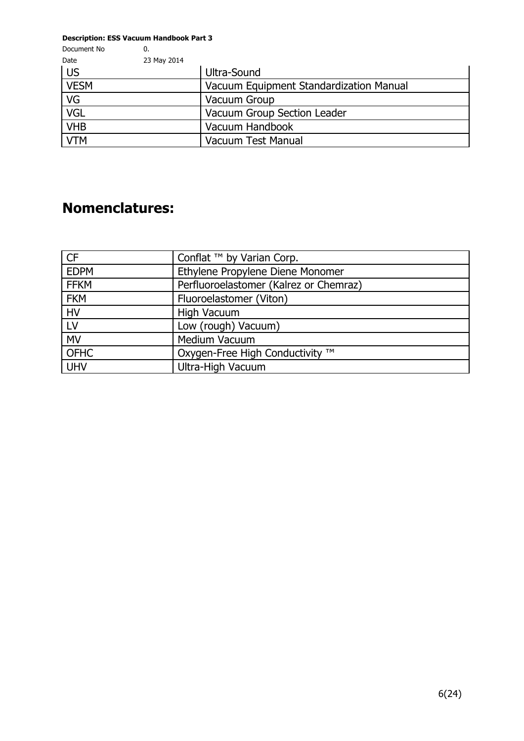| US | Ultra-Sound |
|---|---|
| VESM | Vacuum Equipment Standardization Manual |
| VG | Vacuum Group |
| VGL | Vacuum Group Section Leader |
| VHB | Vacuum Handbook |
| VTM | Vacuum Test Manual |

## Nomenclatures:

| CF | Conflat ™ by Varian Corp. |
|---|---|
| EDPM | Ethylene Propylene Diene Monomer |
| FFKM | Perfluoroelastomer (Kalrez or Chemraz) |
| FKM | Fluoroelastomer (Viton) |
| HV | High Vacuum |
| LV | Low (rough) Vacuum) |
| MV | Medium Vacuum |
| OFHC | Oxygen-Free High Conductivity ™ |
| UHV | Ultra-High Vacuum |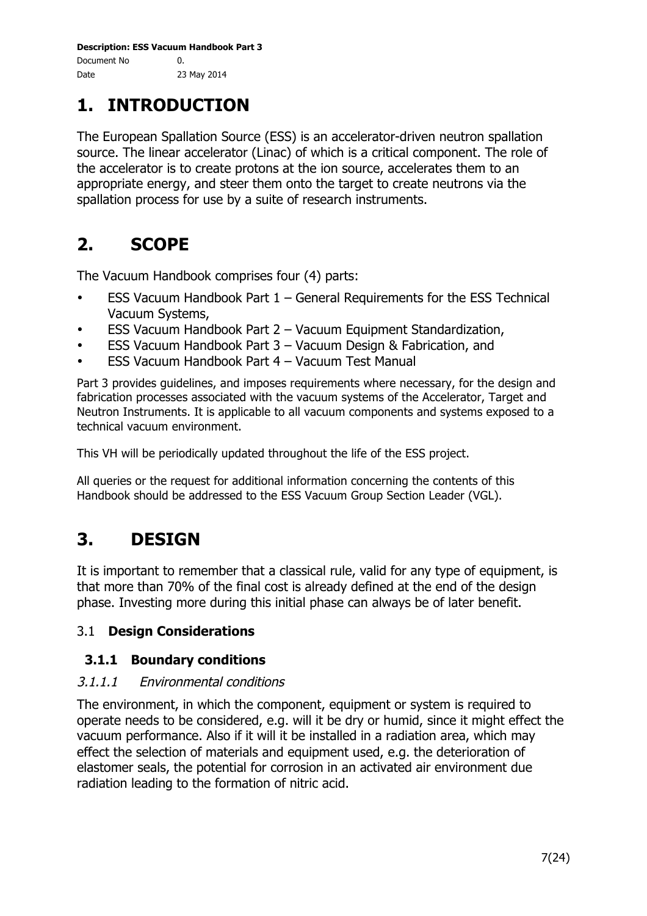# 1. INTRODUCTION

The European Spallation Source (ESS) is an accelerator-driven neutron spallation source. The linear accelerator (Linac) of which is a critical component. The role of the accelerator is to create protons at the ion source, accelerates them to an appropriate energy, and steer them onto the target to create neutrons via the spallation process for use by a suite of research instruments.

# 2. SCOPE

The Vacuum Handbook comprises four (4) parts:

- ESS Vacuum Handbook Part 1 – General Requirements for the ESS Technical Vacuum Systems,
- ESS Vacuum Handbook Part 2 – Vacuum Equipment Standardization,
- ESS Vacuum Handbook Part 3 – Vacuum Design & Fabrication, and
- ESS Vacuum Handbook Part 4 – Vacuum Test Manual

Part 3 provides guidelines, and imposes requirements where necessary, for the design and fabrication processes associated with the vacuum systems of the Accelerator, Target and Neutron Instruments. It is applicable to all vacuum components and systems exposed to a technical vacuum environment.

This VH will be periodically updated throughout the life of the ESS project.

All queries or the request for additional information concerning the contents of this Handbook should be addressed to the ESS Vacuum Group Section Leader (VGL).

# 3. DESIGN

It is important to remember that a classical rule, valid for any type of equipment, is that more than 70% of the final cost is already defined at the end of the design phase. Investing more during this initial phase can always be of later benefit.

## 3.1 Design Considerations

### 3.1.1 Boundary conditions

#### *3.1.1.1 Environmental conditions*

The environment, in which the component, equipment or system is required to operate needs to be considered, e.g. will it be dry or humid, since it might effect the vacuum performance. Also if it will it be installed in a radiation area, which may effect the selection of materials and equipment used, e.g. the deterioration of elastomer seals, the potential for corrosion in an activated air environment due radiation leading to the formation of nitric acid.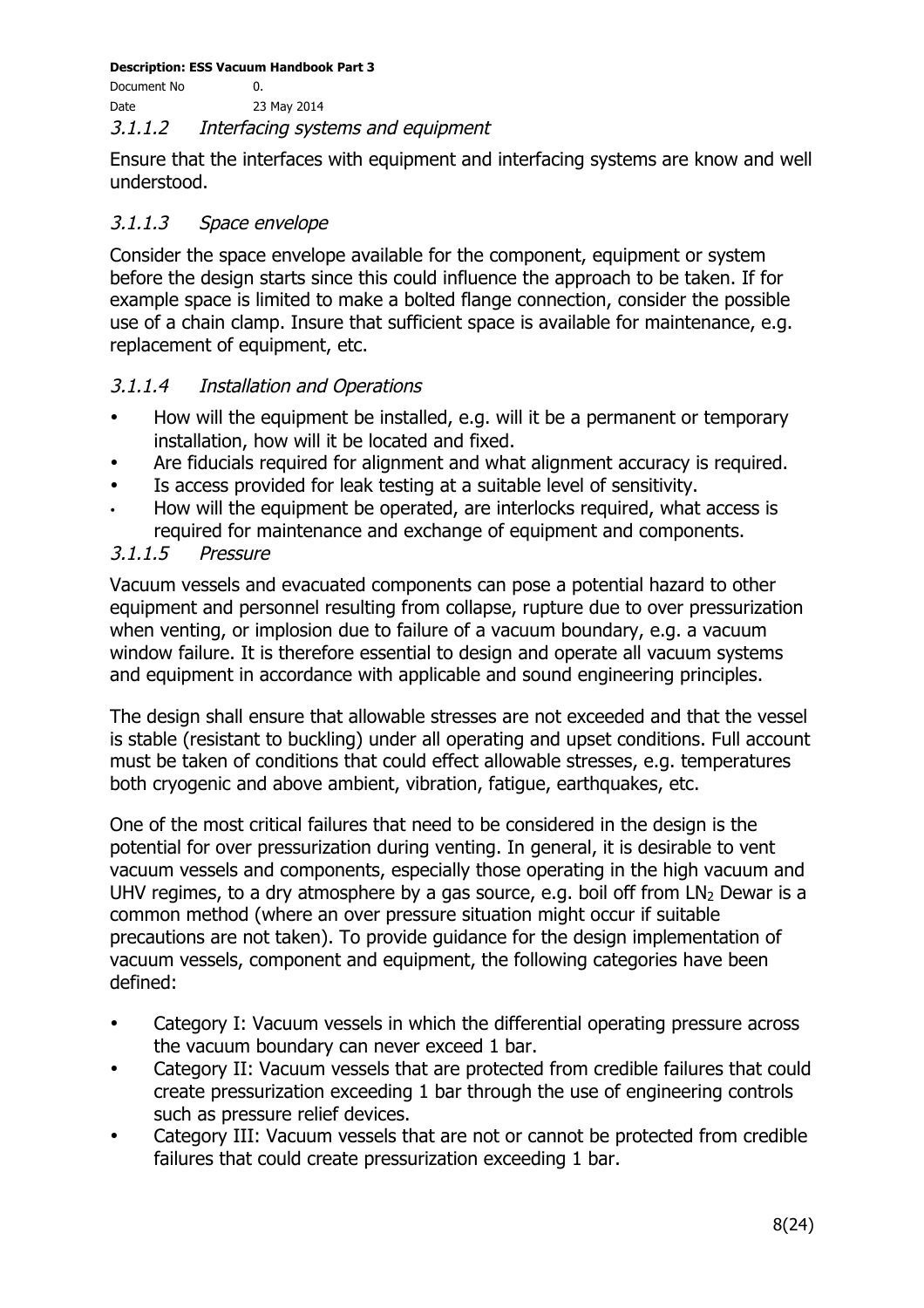#### *3.1.1.2 Interfacing systems and equipment*

Ensure that the interfaces with equipment and interfacing systems are know and well understood.

#### *3.1.1.3 Space envelope*

Consider the space envelope available for the component, equipment or system before the design starts since this could influence the approach to be taken. If for example space is limited to make a bolted flange connection, consider the possible use of a chain clamp. Insure that sufficient space is available for maintenance, e.g. replacement of equipment, etc.

#### *3.1.1.4 Installation and Operations*

- How will the equipment be installed, e.g. will it be a permanent or temporary installation, how will it be located and fixed.
- Are fiducials required for alignment and what alignment accuracy is required.
- Is access provided for leak testing at a suitable level of sensitivity.
- How will the equipment be operated, are interlocks required, what access is required for maintenance and exchange of equipment and components.

#### *3.1.1.5 Pressure*

Vacuum vessels and evacuated components can pose a potential hazard to other equipment and personnel resulting from collapse, rupture due to over pressurization when venting, or implosion due to failure of a vacuum boundary, e.g. a vacuum window failure. It is therefore essential to design and operate all vacuum systems and equipment in accordance with applicable and sound engineering principles.

The design shall ensure that allowable stresses are not exceeded and that the vessel is stable (resistant to buckling) under all operating and upset conditions. Full account must be taken of conditions that could effect allowable stresses, e.g. temperatures both cryogenic and above ambient, vibration, fatigue, earthquakes, etc.

One of the most critical failures that need to be considered in the design is the potential for over pressurization during venting. In general, it is desirable to vent vacuum vessels and components, especially those operating in the high vacuum and UHV regimes, to a dry atmosphere by a gas source, e.g. boil off from $LN_2$ Dewar is a common method (where an over pressure situation might occur if suitable precautions are not taken). To provide guidance for the design implementation of vacuum vessels, component and equipment, the following categories have been defined:

- Category I: Vacuum vessels in which the differential operating pressure across the vacuum boundary can never exceed 1 bar.
- Category II: Vacuum vessels that are protected from credible failures that could create pressurization exceeding 1 bar through the use of engineering controls such as pressure relief devices.
- Category III: Vacuum vessels that are not or cannot be protected from credible failures that could create pressurization exceeding 1 bar.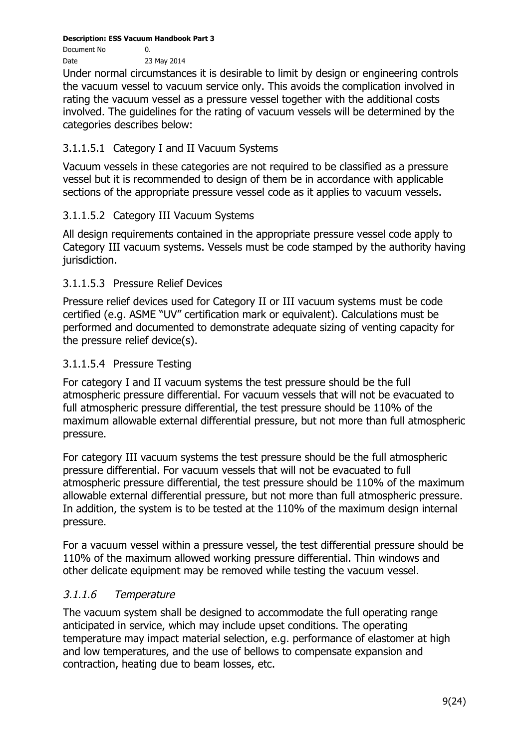Under normal circumstances it is desirable to limit by design or engineering controls the vacuum vessel to vacuum service only. This avoids the complication involved in rating the vacuum vessel as a pressure vessel together with the additional costs involved. The guidelines for the rating of vacuum vessels will be determined by the categories describes below:

##### 3.1.1.5.1 Category I and II Vacuum Systems

Vacuum vessels in these categories are not required to be classified as a pressure vessel but it is recommended to design of them be in accordance with applicable sections of the appropriate pressure vessel code as it applies to vacuum vessels.

##### 3.1.1.5.2 Category III Vacuum Systems

All design requirements contained in the appropriate pressure vessel code apply to Category III vacuum systems. Vessels must be code stamped by the authority having jurisdiction.

##### 3.1.1.5.3 Pressure Relief Devices

Pressure relief devices used for Category II or III vacuum systems must be code certified (e.g. ASME "UV" certification mark or equivalent). Calculations must be performed and documented to demonstrate adequate sizing of venting capacity for the pressure relief device(s).

##### 3.1.1.5.4 Pressure Testing

For category I and II vacuum systems the test pressure should be the full atmospheric pressure differential. For vacuum vessels that will not be evacuated to full atmospheric pressure differential, the test pressure should be 110% of the maximum allowable external differential pressure, but not more than full atmospheric pressure.

For category III vacuum systems the test pressure should be the full atmospheric pressure differential. For vacuum vessels that will not be evacuated to full atmospheric pressure differential, the test pressure should be 110% of the maximum allowable external differential pressure, but not more than full atmospheric pressure. In addition, the system is to be tested at the 110% of the maximum design internal pressure.

For a vacuum vessel within a pressure vessel, the test differential pressure should be 110% of the maximum allowed working pressure differential. Thin windows and other delicate equipment may be removed while testing the vacuum vessel.

#### *3.1.1.6 Temperature*

The vacuum system shall be designed to accommodate the full operating range anticipated in service, which may include upset conditions. The operating temperature may impact material selection, e.g. performance of elastomer at high and low temperatures, and the use of bellows to compensate expansion and contraction, heating due to beam losses, etc.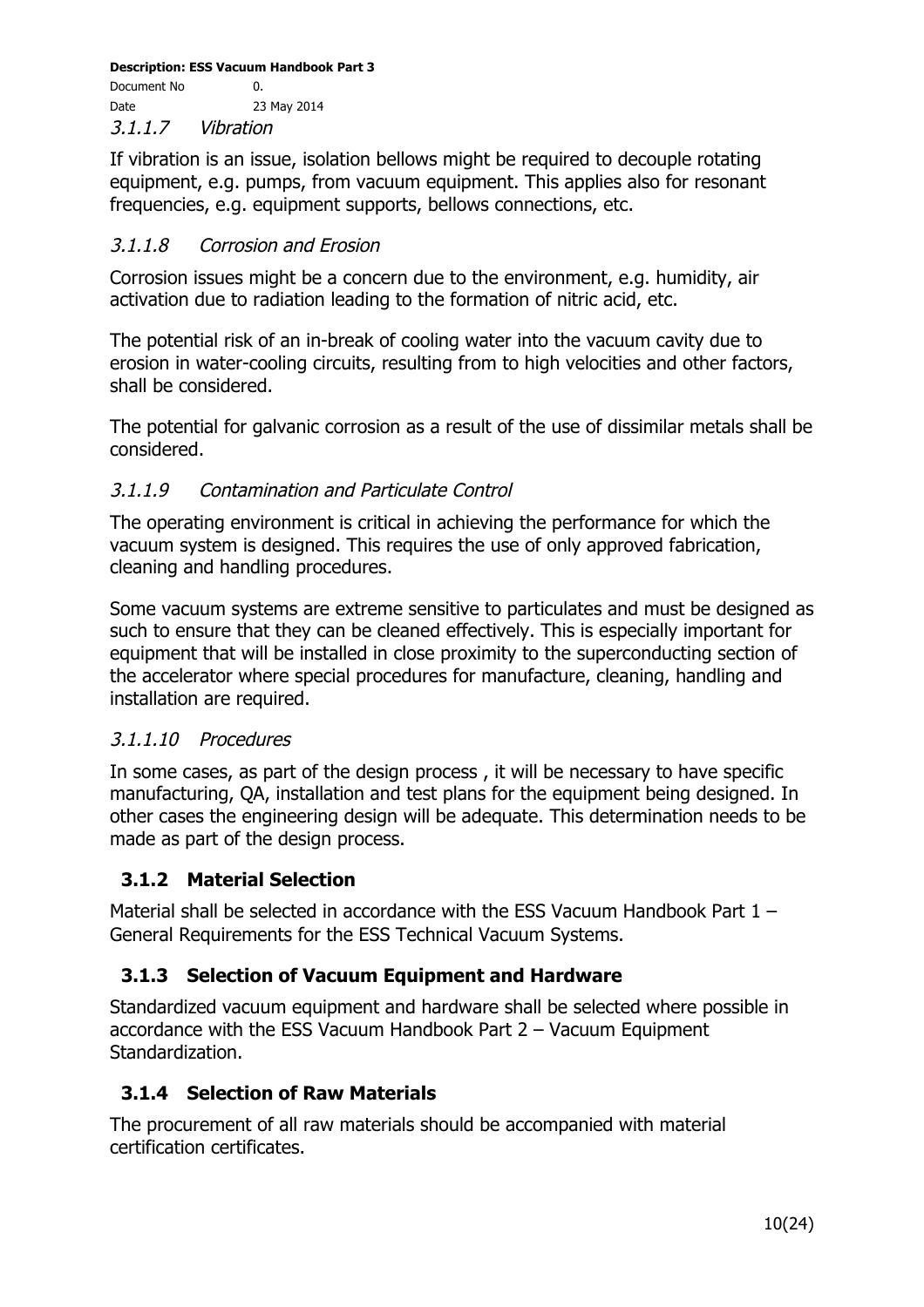#### 3.1.1.7 *Vibration*

If vibration is an issue, isolation bellows might be required to decouple rotating equipment, e.g. pumps, from vacuum equipment. This applies also for resonant frequencies, e.g. equipment supports, bellows connections, etc.

#### 3.1.1.8 *Corrosion and Erosion*

Corrosion issues might be a concern due to the environment, e.g. humidity, air activation due to radiation leading to the formation of nitric acid, etc.

The potential risk of an in-break of cooling water into the vacuum cavity due to erosion in water-cooling circuits, resulting from to high velocities and other factors, shall be considered.

The potential for galvanic corrosion as a result of the use of dissimilar metals shall be considered.

#### 3.1.1.9 *Contamination and Particulate Control*

The operating environment is critical in achieving the performance for which the vacuum system is designed. This requires the use of only approved fabrication, cleaning and handling procedures.

Some vacuum systems are extreme sensitive to particulates and must be designed as such to ensure that they can be cleaned effectively. This is especially important for equipment that will be installed in close proximity to the superconducting section of the accelerator where special procedures for manufacture, cleaning, handling and installation are required.

#### 3.1.1.10 *Procedures*

In some cases, as part of the design process , it will be necessary to have specific manufacturing, QA, installation and test plans for the equipment being designed. In other cases the engineering design will be adequate. This determination needs to be made as part of the design process.

### 3.1.2 Material Selection

Material shall be selected in accordance with the ESS Vacuum Handbook Part 1 – General Requirements for the ESS Technical Vacuum Systems.

### 3.1.3 Selection of Vacuum Equipment and Hardware

Standardized vacuum equipment and hardware shall be selected where possible in accordance with the ESS Vacuum Handbook Part 2 – Vacuum Equipment Standardization.

### 3.1.4 Selection of Raw Materials

The procurement of all raw materials should be accompanied with material certification certificates.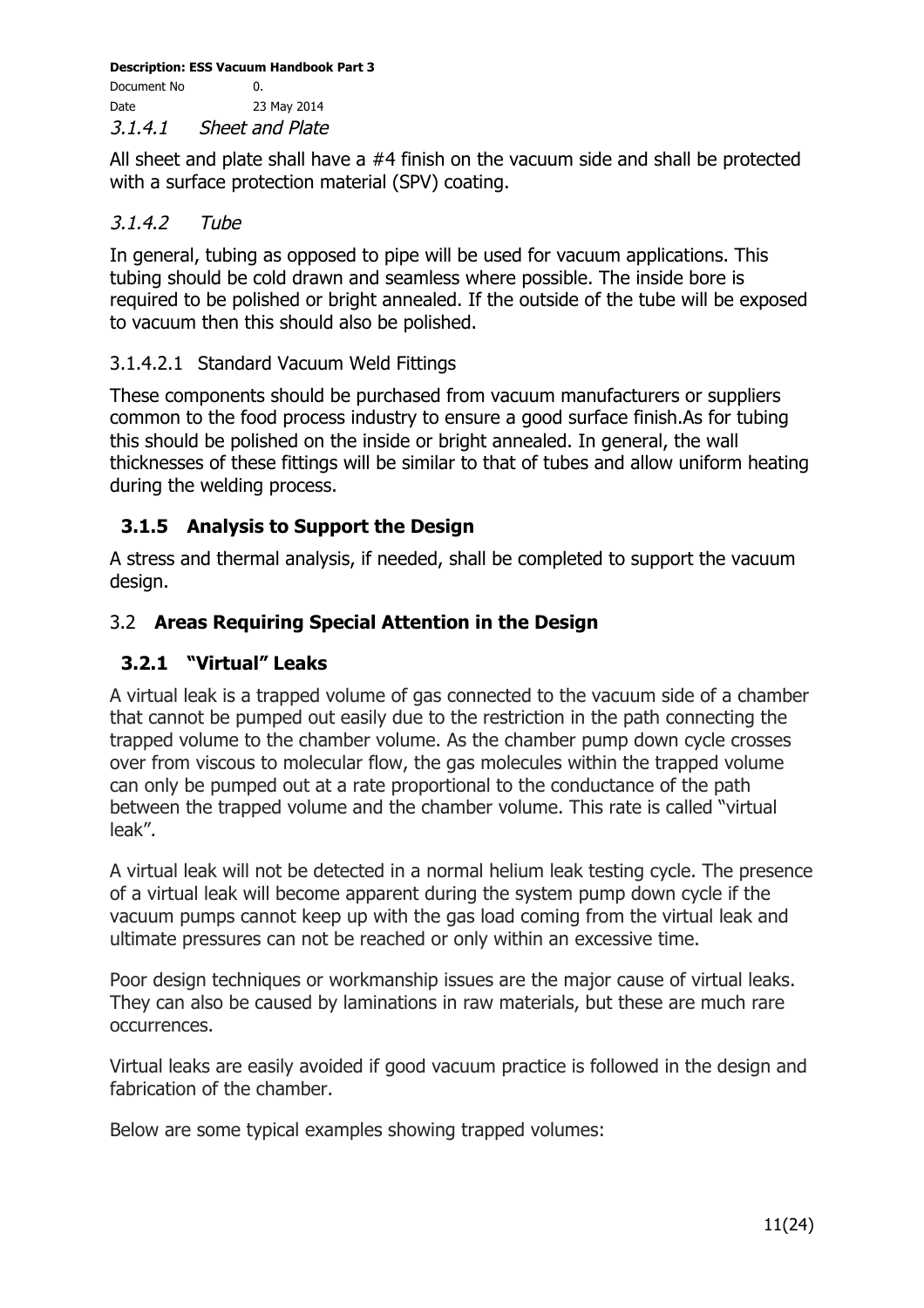#### 3.1.4.1 *Sheet and Plate*

All sheet and plate shall have a #4 finish on the vacuum side and shall be protected with a surface protection material (SPV) coating.

#### 3.1.4.2 *Tube*

In general, tubing as opposed to pipe will be used for vacuum applications. This tubing should be cold drawn and seamless where possible. The inside bore is required to be polished or bright annealed. If the outside of the tube will be exposed to vacuum then this should also be polished.

##### 3.1.4.2.1 Standard Vacuum Weld Fittings

These components should be purchased from vacuum manufacturers or suppliers common to the food process industry to ensure a good surface finish.As for tubing this should be polished on the inside or bright annealed. In general, the wall thicknesses of these fittings will be similar to that of tubes and allow uniform heating during the welding process.

### 3.1.5 Analysis to Support the Design

A stress and thermal analysis, if needed, shall be completed to support the vacuum design.

## 3.2 Areas Requiring Special Attention in the Design

### 3.2.1 "Virtual" Leaks

A virtual leak is a trapped volume of gas connected to the vacuum side of a chamber that cannot be pumped out easily due to the restriction in the path connecting the trapped volume to the chamber volume. As the chamber pump down cycle crosses over from viscous to molecular flow, the gas molecules within the trapped volume can only be pumped out at a rate proportional to the conductance of the path between the trapped volume and the chamber volume. This rate is called "virtual leak".

A virtual leak will not be detected in a normal helium leak testing cycle. The presence of a virtual leak will become apparent during the system pump down cycle if the vacuum pumps cannot keep up with the gas load coming from the virtual leak and ultimate pressures can not be reached or only within an excessive time.

Poor design techniques or workmanship issues are the major cause of virtual leaks. They can also be caused by laminations in raw materials, but these are much rare occurrences.

Virtual leaks are easily avoided if good vacuum practice is followed in the design and fabrication of the chamber.

Below are some typical examples showing trapped volumes: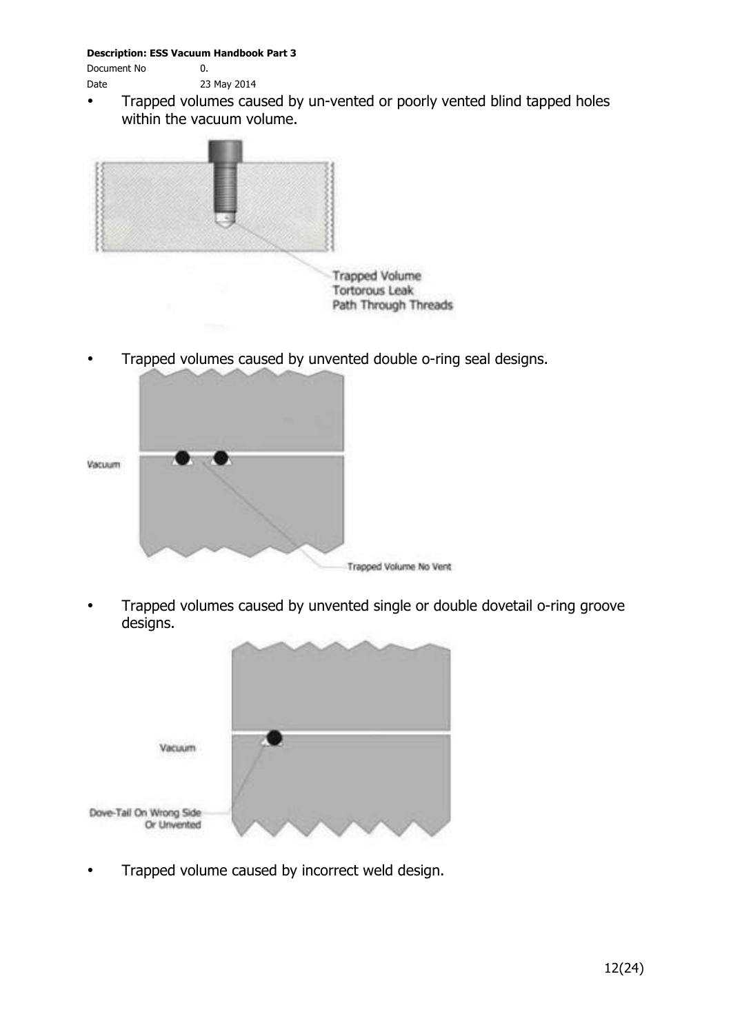- Trapped volumes caused by un-vented or poorly vented blind tapped holes within the vacuum volume.

- Trapped volumes caused by unvented double o-ring seal designs.

- Trapped volumes caused by unvented single or double dovetail o-ring groove designs.

- Trapped volume caused by incorrect weld design.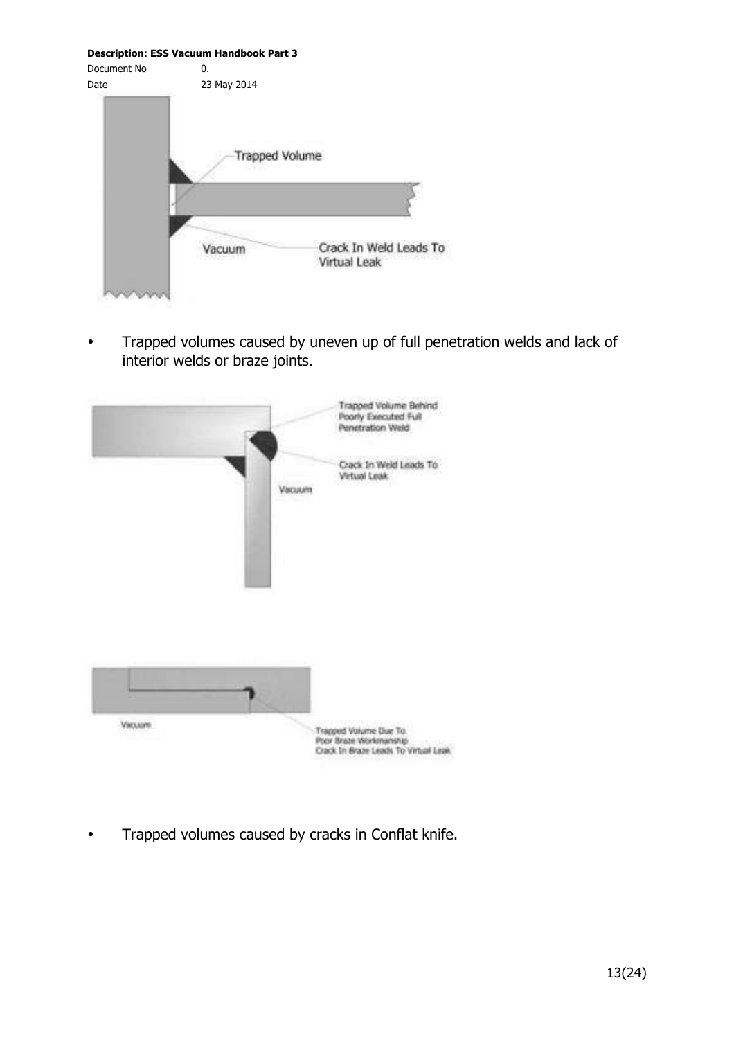- Trapped volumes caused by uneven up of full penetration welds and lack of interior welds or braze joints.

- Trapped volumes caused by cracks in Conflat knife.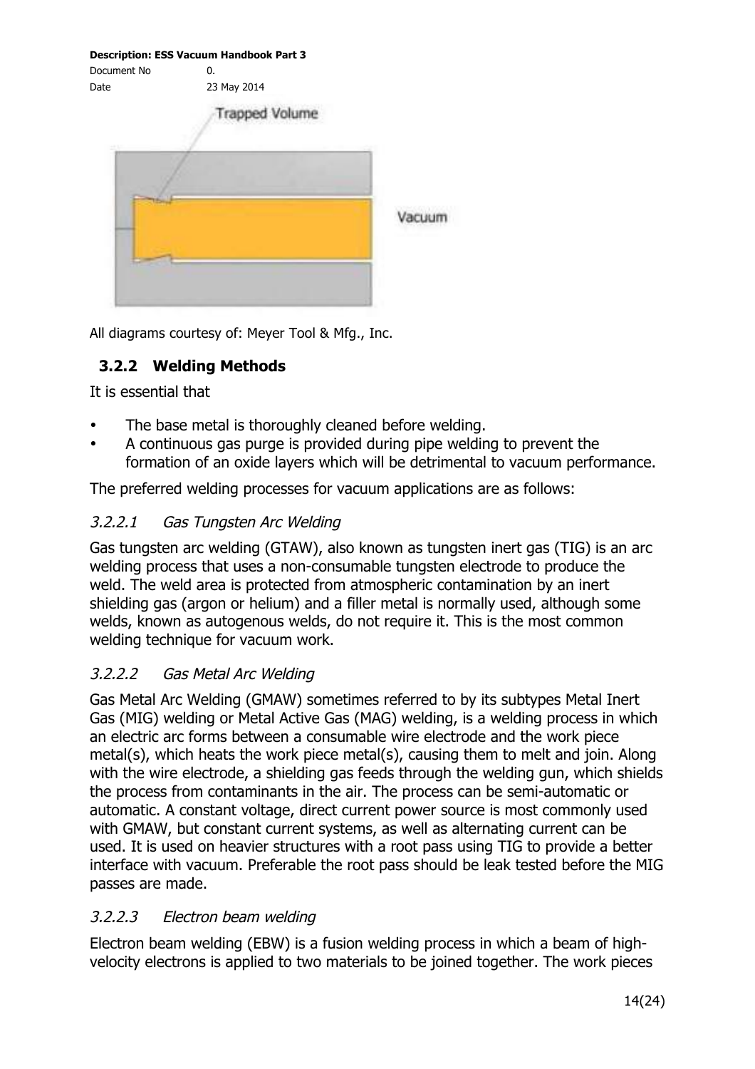Trapped Volume

Vacuum

All diagrams courtesy of: Meyer Tool & Mfg., Inc.

### 3.2.2 Welding Methods

It is essential that

- The base metal is thoroughly cleaned before welding.
- A continuous gas purge is provided during pipe welding to prevent the formation of an oxide layers which will be detrimental to vacuum performance.

The preferred welding processes for vacuum applications are as follows:

#### *3.2.2.1 Gas Tungsten Arc Welding*

Gas tungsten arc welding (GTAW), also known as tungsten inert gas (TIG) is an arc welding process that uses a non-consumable tungsten electrode to produce the weld. The weld area is protected from atmospheric contamination by an inert shielding gas (argon or helium) and a filler metal is normally used, although some welds, known as autogenous welds, do not require it. This is the most common welding technique for vacuum work.

#### *3.2.2.2 Gas Metal Arc Welding*

Gas Metal Arc Welding (GMAW) sometimes referred to by its subtypes Metal Inert Gas (MIG) welding or Metal Active Gas (MAG) welding, is a welding process in which an electric arc forms between a consumable wire electrode and the work piece metal(s), which heats the work piece metal(s), causing them to melt and join. Along with the wire electrode, a shielding gas feeds through the welding gun, which shields the process from contaminants in the air. The process can be semi-automatic or automatic. A constant voltage, direct current power source is most commonly used with GMAW, but constant current systems, as well as alternating current can be used. It is used on heavier structures with a root pass using TIG to provide a better interface with vacuum. Preferable the root pass should be leak tested before the MIG passes are made.

#### *3.2.2.3 Electron beam welding*

Electron beam welding (EBW) is a fusion welding process in which a beam of high-velocity electrons is applied to two materials to be joined together. The work pieces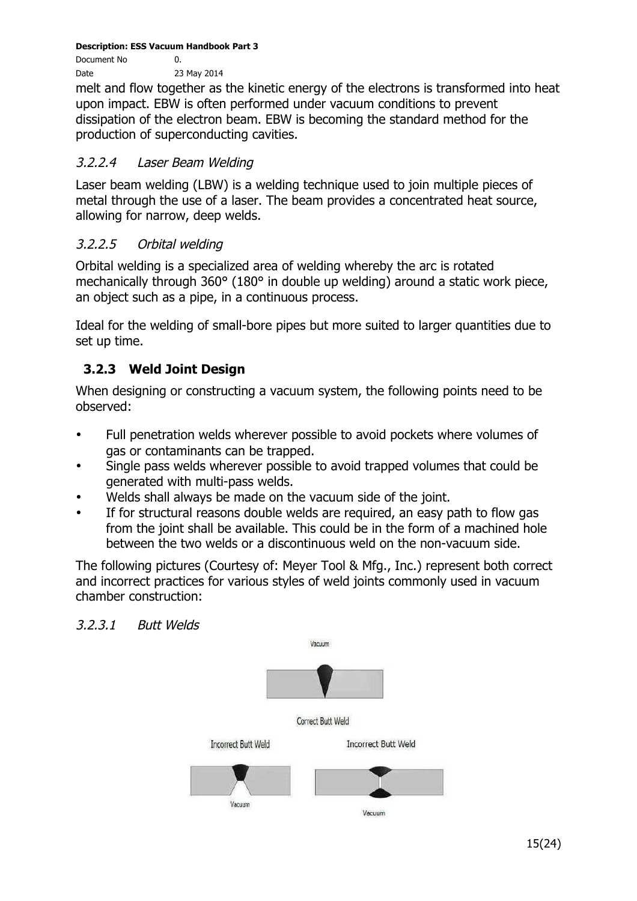melt and flow together as the kinetic energy of the electrons is transformed into heat upon impact. EBW is often performed under vacuum conditions to prevent dissipation of the electron beam. EBW is becoming the standard method for the production of superconducting cavities.

#### 3.2.2.4 Laser Beam Welding

Laser beam welding (LBW) is a welding technique used to join multiple pieces of metal through the use of a laser. The beam provides a concentrated heat source, allowing for narrow, deep welds.

#### 3.2.2.5 Orbital welding

Orbital welding is a specialized area of welding whereby the arc is rotated mechanically through 360° (180° in double up welding) around a static work piece, an object such as a pipe, in a continuous process.

Ideal for the welding of small-bore pipes but more suited to larger quantities due to set up time.

### 3.2.3 Weld Joint Design

When designing or constructing a vacuum system, the following points need to be observed:

- Full penetration welds wherever possible to avoid pockets where volumes of gas or contaminants can be trapped.
- Single pass welds wherever possible to avoid trapped volumes that could be generated with multi-pass welds.
- Welds shall always be made on the vacuum side of the joint.
- If for structural reasons double welds are required, an easy path to flow gas from the joint shall be available. This could be in the form of a machined hole between the two welds or a discontinuous weld on the non-vacuum side.

The following pictures (Courtesy of: Meyer Tool & Mfg., Inc.) represent both correct and incorrect practices for various styles of weld joints commonly used in vacuum chamber construction:

#### 3.2.3.1 Butt Welds

Vacuum

Correct Butt Weld

Incorrect Butt Weld

Vacuum

Incorrect Butt Weld

Vacuum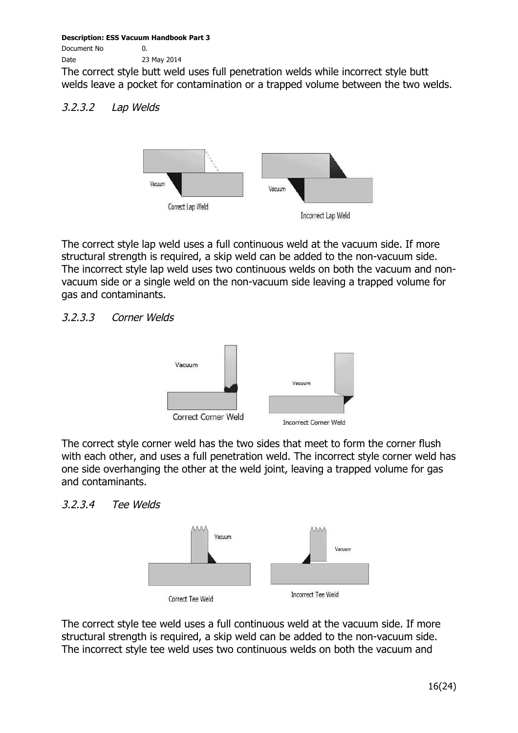The correct style butt weld uses full penetration welds while incorrect style butt welds leave a pocket for contamination or a trapped volume between the two welds.

#### *3.2.3.2 Lap Welds*

The correct style lap weld uses a full continuous weld at the vacuum side. If more structural strength is required, a skip weld can be added to the non-vacuum side. The incorrect style lap weld uses two continuous welds on both the vacuum and non-vacuum side or a single weld on the non-vacuum side leaving a trapped volume for gas and contaminants.

#### *3.2.3.3 Corner Welds*

The correct style corner weld has the two sides that meet to form the corner flush with each other, and uses a full penetration weld. The incorrect style corner weld has one side overhanging the other at the weld joint, leaving a trapped volume for gas and contaminants.

#### *3.2.3.4 Tee Welds*

The correct style tee weld uses a full continuous weld at the vacuum side. If more structural strength is required, a skip weld can be added to the non-vacuum side. The incorrect style tee weld uses two continuous welds on both the vacuum and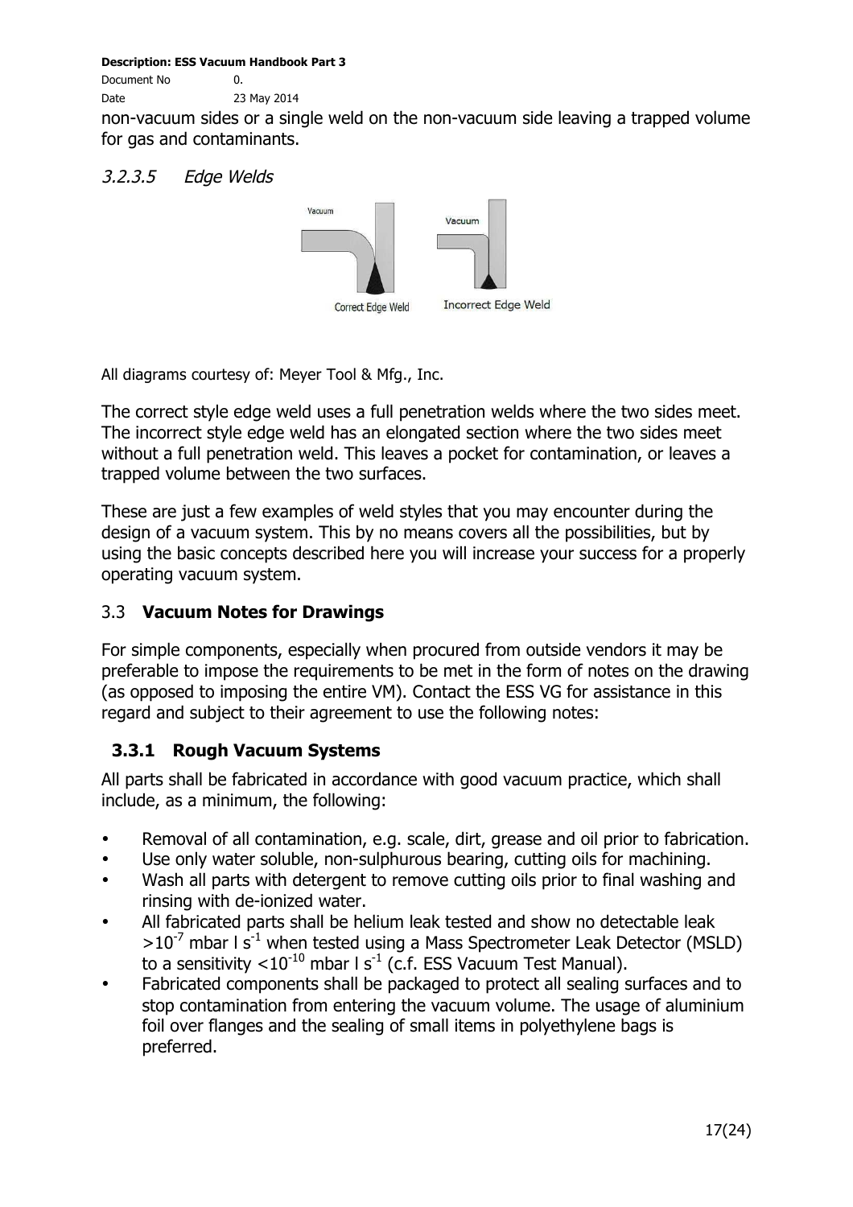non-vacuum sides or a single weld on the non-vacuum side leaving a trapped volume for gas and contaminants.

#### *3.2.3.5 Edge Welds*

Correct Edge Weld  Incorrect Edge Weld

All diagrams courtesy of: Meyer Tool & Mfg., Inc.

The correct style edge weld uses a full penetration welds where the two sides meet. The incorrect style edge weld has an elongated section where the two sides meet without a full penetration weld. This leaves a pocket for contamination, or leaves a trapped volume between the two surfaces.

These are just a few examples of weld styles that you may encounter during the design of a vacuum system. This by no means covers all the possibilities, but by using the basic concepts described here you will increase your success for a properly operating vacuum system.

## 3.3 **Vacuum Notes for Drawings**

For simple components, especially when procured from outside vendors it may be preferable to impose the requirements to be met in the form of notes on the drawing (as opposed to imposing the entire VM). Contact the ESS VG for assistance in this regard and subject to their agreement to use the following notes:

### 3.3.1 Rough Vacuum Systems

All parts shall be fabricated in accordance with good vacuum practice, which shall include, as a minimum, the following:

- Removal of all contamination, e.g. scale, dirt, grease and oil prior to fabrication.
- Use only water soluble, non-sulphurous bearing, cutting oils for machining.
- Wash all parts with detergent to remove cutting oils prior to final washing and rinsing with de-ionized water.
- All fabricated parts shall be helium leak tested and show no detectable leak $>10^{-7}$ mbar l $s^{-1}$ when tested using a Mass Spectrometer Leak Detector (MSLD) to a sensitivity $<10^{-10}$ mbar l $s^{-1}$ (c.f. ESS Vacuum Test Manual).
- Fabricated components shall be packaged to protect all sealing surfaces and to stop contamination from entering the vacuum volume. The usage of aluminium foil over flanges and the sealing of small items in polyethylene bags is preferred.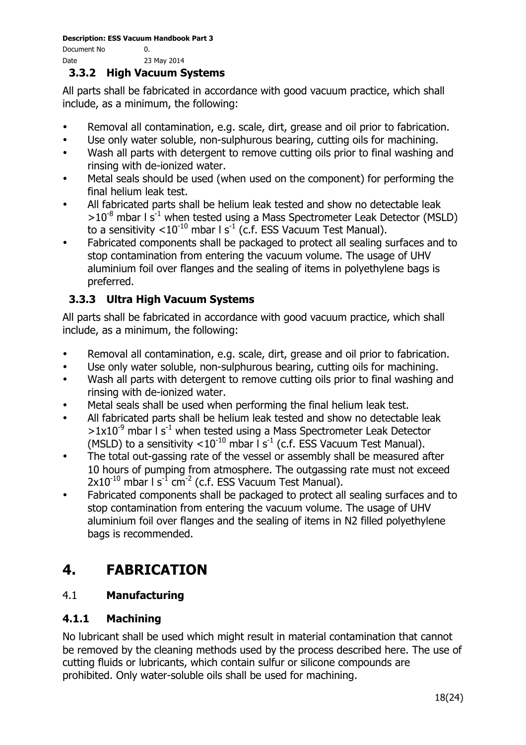### 3.3.2 High Vacuum Systems

All parts shall be fabricated in accordance with good vacuum practice, which shall include, as a minimum, the following:

- Removal all contamination, e.g. scale, dirt, grease and oil prior to fabrication.
- Use only water soluble, non-sulphurous bearing, cutting oils for machining.
- Wash all parts with detergent to remove cutting oils prior to final washing and rinsing with de-ionized water.
- Metal seals should be used (when used on the component) for performing the final helium leak test.
- All fabricated parts shall be helium leak tested and show no detectable leak $>10^{-8}$ mbar l $s^{-1}$ when tested using a Mass Spectrometer Leak Detector (MSLD) to a sensitivity $<10^{-10}$ mbar l $s^{-1}$ (c.f. ESS Vacuum Test Manual).
- Fabricated components shall be packaged to protect all sealing surfaces and to stop contamination from entering the vacuum volume. The usage of UHV aluminium foil over flanges and the sealing of items in polyethylene bags is preferred.

### 3.3.3 Ultra High Vacuum Systems

All parts shall be fabricated in accordance with good vacuum practice, which shall include, as a minimum, the following:

- Removal all contamination, e.g. scale, dirt, grease and oil prior to fabrication.
- Use only water soluble, non-sulphurous bearing, cutting oils for machining.
- Wash all parts with detergent to remove cutting oils prior to final washing and rinsing with de-ionized water.
- Metal seals shall be used when performing the final helium leak test.
- All fabricated parts shall be helium leak tested and show no detectable leak $>1x10^{-9}$ mbar l $s^{-1}$ when tested using a Mass Spectrometer Leak Detector (MSLD) to a sensitivity $<10^{-10}$ mbar l $s^{-1}$ (c.f. ESS Vacuum Test Manual).
- The total out-gassing rate of the vessel or assembly shall be measured after 10 hours of pumping from atmosphere. The outgassing rate must not exceed $2x10^{-10}$ mbar l $s^{-1}$ $cm^{-2}$ (c.f. ESS Vacuum Test Manual).
- Fabricated components shall be packaged to protect all sealing surfaces and to stop contamination from entering the vacuum volume. The usage of UHV aluminium foil over flanges and the sealing of items in N2 filled polyethylene bags is recommended.

# 4. FABRICATION

## 4.1 Manufacturing

### 4.1.1 Machining

No lubricant shall be used which might result in material contamination that cannot be removed by the cleaning methods used by the process described here. The use of cutting fluids or lubricants, which contain sulfur or silicone compounds are prohibited. Only water-soluble oils shall be used for machining.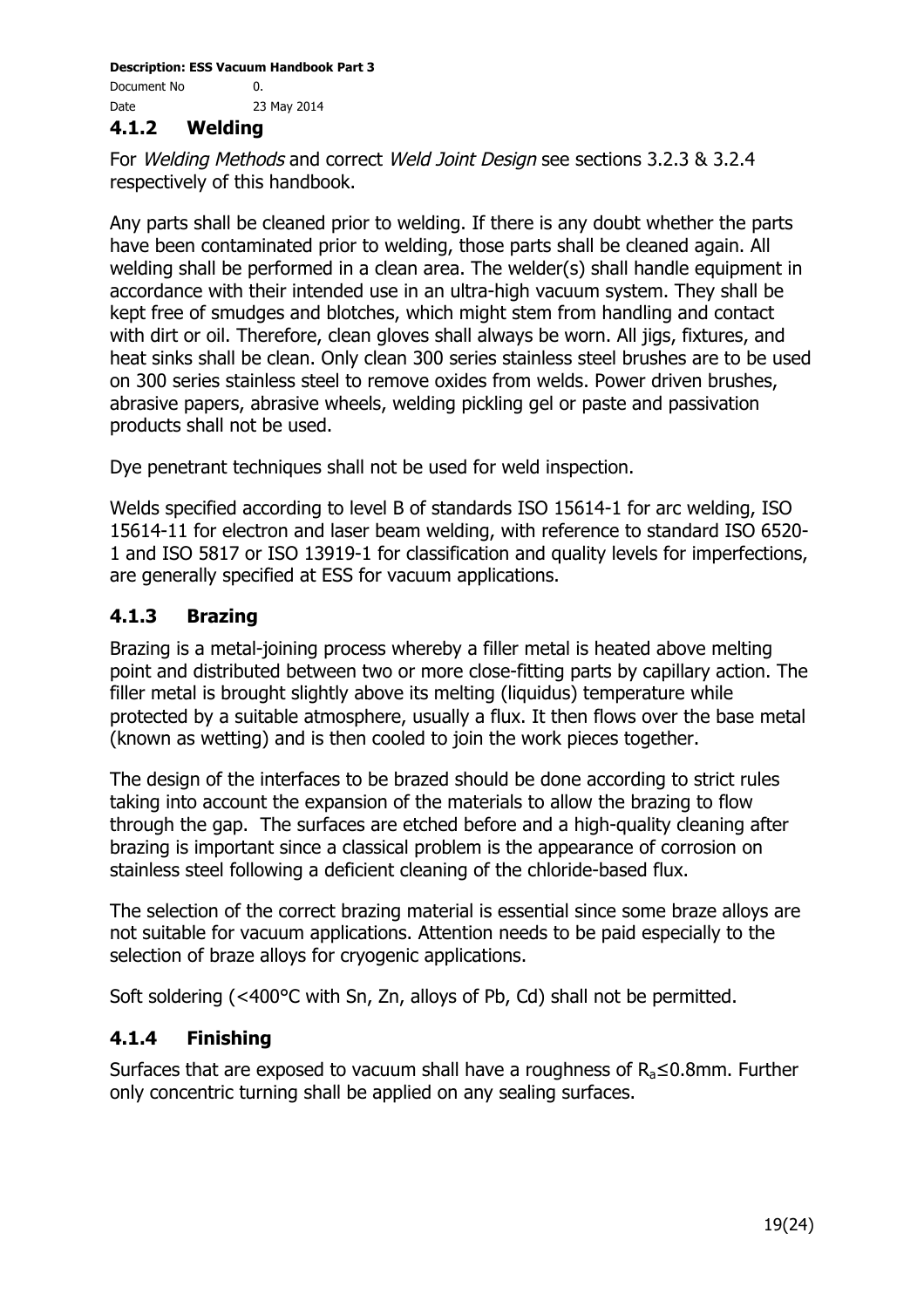### 4.1.2 Welding

For *Welding Methods* and correct *Weld Joint Design* see sections 3.2.3 & 3.2.4 respectively of this handbook.

Any parts shall be cleaned prior to welding. If there is any doubt whether the parts have been contaminated prior to welding, those parts shall be cleaned again. All welding shall be performed in a clean area. The welder(s) shall handle equipment in accordance with their intended use in an ultra-high vacuum system. They shall be kept free of smudges and blotches, which might stem from handling and contact with dirt or oil. Therefore, clean gloves shall always be worn. All jigs, fixtures, and heat sinks shall be clean. Only clean 300 series stainless steel brushes are to be used on 300 series stainless steel to remove oxides from welds. Power driven brushes, abrasive papers, abrasive wheels, welding pickling gel or paste and passivation products shall not be used.

Dye penetrant techniques shall not be used for weld inspection.

Welds specified according to level B of standards ISO 15614-1 for arc welding, ISO 15614-11 for electron and laser beam welding, with reference to standard ISO 6520-1 and ISO 5817 or ISO 13919-1 for classification and quality levels for imperfections, are generally specified at ESS for vacuum applications.

### 4.1.3 Brazing

Brazing is a metal-joining process whereby a filler metal is heated above melting point and distributed between two or more close-fitting parts by capillary action. The filler metal is brought slightly above its melting (liquidus) temperature while protected by a suitable atmosphere, usually a flux. It then flows over the base metal (known as wetting) and is then cooled to join the work pieces together.

The design of the interfaces to be brazed should be done according to strict rules taking into account the expansion of the materials to allow the brazing to flow through the gap. The surfaces are etched before and a high-quality cleaning after brazing is important since a classical problem is the appearance of corrosion on stainless steel following a deficient cleaning of the chloride-based flux.

The selection of the correct brazing material is essential since some braze alloys are not suitable for vacuum applications. Attention needs to be paid especially to the selection of braze alloys for cryogenic applications.

Soft soldering (<400°C with Sn, Zn, alloys of Pb, Cd) shall not be permitted.

### 4.1.4 Finishing

Surfaces that are exposed to vacuum shall have a roughness of $R_a \leq 0.8$mm. Further only concentric turning shall be applied on any sealing surfaces.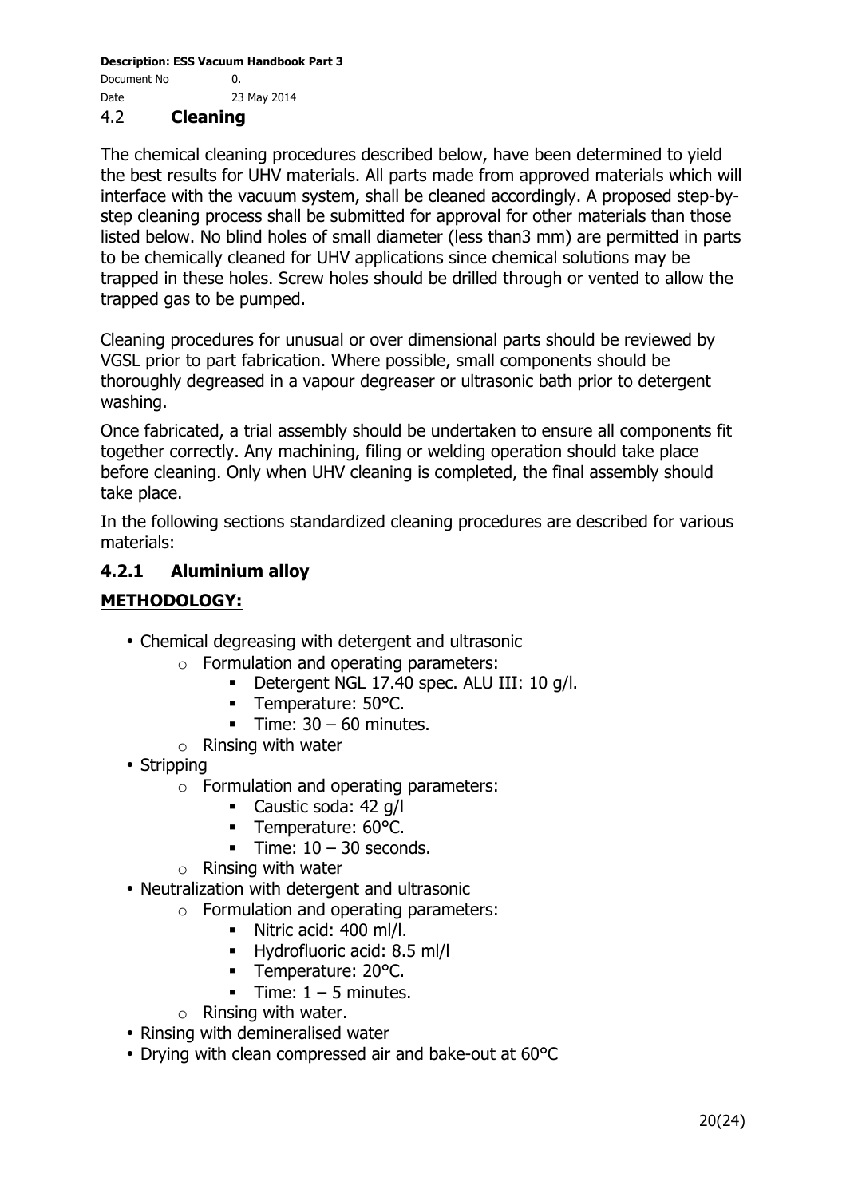## 4.2 Cleaning

The chemical cleaning procedures described below, have been determined to yield the best results for UHV materials. All parts made from approved materials which will interface with the vacuum system, shall be cleaned accordingly. A proposed step-by-step cleaning process shall be submitted for approval for other materials than those listed below. No blind holes of small diameter (less than3 mm) are permitted in parts to be chemically cleaned for UHV applications since chemical solutions may be trapped in these holes. Screw holes should be drilled through or vented to allow the trapped gas to be pumped.

Cleaning procedures for unusual or over dimensional parts should be reviewed by VGSL prior to part fabrication. Where possible, small components should be thoroughly degreased in a vapour degreaser or ultrasonic bath prior to detergent washing.

Once fabricated, a trial assembly should be undertaken to ensure all components fit together correctly. Any machining, filing or welding operation should take place before cleaning. Only when UHV cleaning is completed, the final assembly should take place.

In the following sections standardized cleaning procedures are described for various materials:

### 4.2.1 Aluminium alloy

**METHODOLOGY:**

- Chemical degreasing with detergent and ultrasonic
  - Formulation and operating parameters:
    - Detergent NGL 17.40 spec. ALU III: 10 g/l.
    - Temperature: 50°C.
    - Time: 30 – 60 minutes.
  - Rinsing with water
- Stripping
  - Formulation and operating parameters:
    - Caustic soda: 42 g/l
    - Temperature: 60°C.
    - Time: 10 – 30 seconds.
  - Rinsing with water
- Neutralization with detergent and ultrasonic
  - Formulation and operating parameters:
    - Nitric acid: 400 ml/l.
    - Hydrofluoric acid: 8.5 ml/l
    - Temperature: 20°C.
    - Time: 1 – 5 minutes.
  - Rinsing with water.
- Rinsing with demineralised water
- Drying with clean compressed air and bake-out at 60°C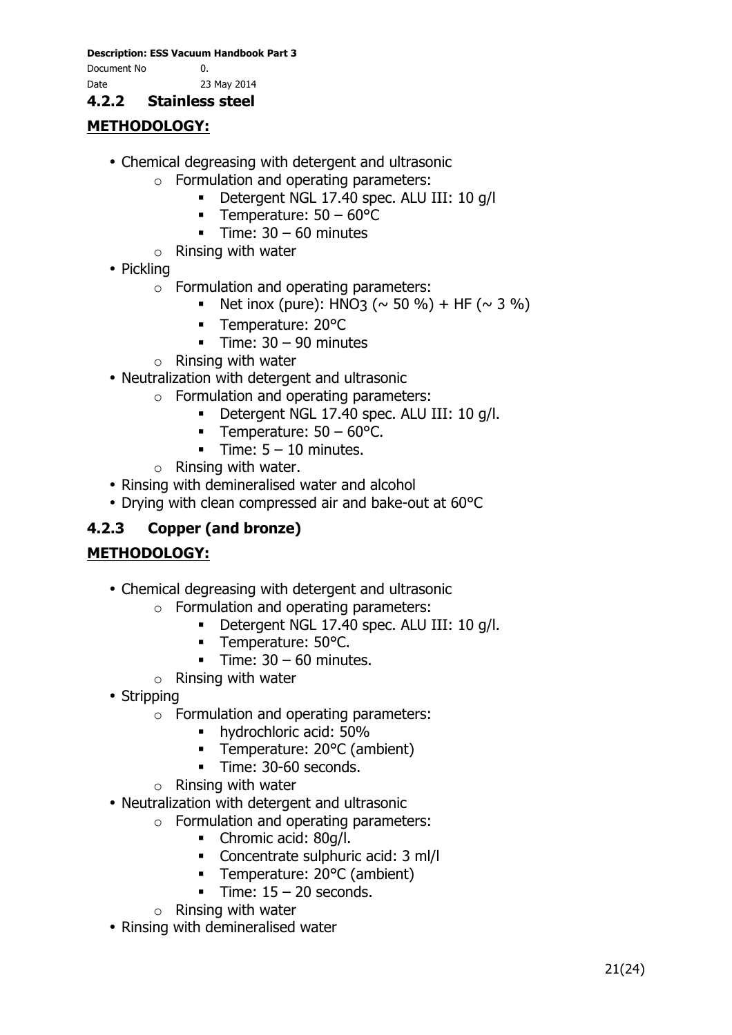### 4.2.2 Stainless steel

**METHODOLOGY:**

- Chemical degreasing with detergent and ultrasonic
  - Formulation and operating parameters:
    - Detergent NGL 17.40 spec. ALU III: 10 g/l
    - Temperature: 50 – 60°C
    - Time: 30 – 60 minutes
  - Rinsing with water
- Pickling
  - Formulation and operating parameters:
    - Net inox (pure): $HNO_3$ (~ 50 %) + HF (~ 3 %)
    - Temperature: 20°C
    - Time: 30 – 90 minutes
  - Rinsing with water
- Neutralization with detergent and ultrasonic
  - Formulation and operating parameters:
    - Detergent NGL 17.40 spec. ALU III: 10 g/l.
    - Temperature: 50 – 60°C.
    - Time: 5 – 10 minutes.
  - Rinsing with water.
- Rinsing with demineralised water and alcohol
- Drying with clean compressed air and bake-out at 60°C

### 4.2.3 Copper (and bronze)

**METHODOLOGY:**

- Chemical degreasing with detergent and ultrasonic
  - Formulation and operating parameters:
    - Detergent NGL 17.40 spec. ALU III: 10 g/l.
    - Temperature: 50°C.
    - Time: 30 – 60 minutes.
  - Rinsing with water
- Stripping
  - Formulation and operating parameters:
    - hydrochloric acid: 50%
    - Temperature: 20°C (ambient)
    - Time: 30-60 seconds.
  - Rinsing with water
- Neutralization with detergent and ultrasonic
  - Formulation and operating parameters:
    - Chromic acid: 80g/l.
    - Concentrate sulphuric acid: 3 ml/l
    - Temperature: 20°C (ambient)
    - Time: 15 – 20 seconds.
  - Rinsing with water
- Rinsing with demineralised water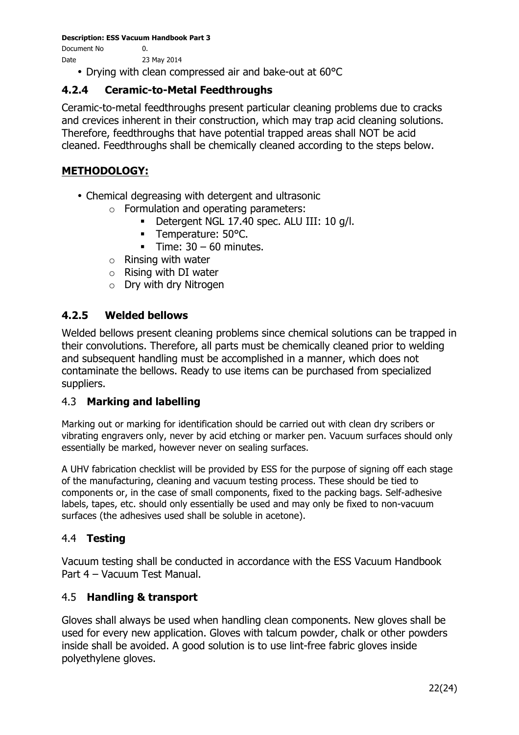- Drying with clean compressed air and bake-out at 60°C

### 4.2.4 Ceramic-to-Metal Feedthroughs

Ceramic-to-metal feedthroughs present particular cleaning problems due to cracks and crevices inherent in their construction, which may trap acid cleaning solutions. Therefore, feedthroughs that have potential trapped areas shall NOT be acid cleaned. Feedthroughs shall be chemically cleaned according to the steps below.

**METHODOLOGY:**

- Chemical degreasing with detergent and ultrasonic
  - Formulation and operating parameters:
    - Detergent NGL 17.40 spec. ALU III: 10 g/l.
    - Temperature: 50°C.
    - Time: 30 – 60 minutes.
  - Rinsing with water
  - Rising with DI water
  - Dry with dry Nitrogen

### 4.2.5 Welded bellows

Welded bellows present cleaning problems since chemical solutions can be trapped in their convolutions. Therefore, all parts must be chemically cleaned prior to welding and subsequent handling must be accomplished in a manner, which does not contaminate the bellows. Ready to use items can be purchased from specialized suppliers.

## 4.3 Marking and labelling

Marking out or marking for identification should be carried out with clean dry scribers or vibrating engravers only, never by acid etching or marker pen. Vacuum surfaces should only essentially be marked, however never on sealing surfaces.

A UHV fabrication checklist will be provided by ESS for the purpose of signing off each stage of the manufacturing, cleaning and vacuum testing process. These should be tied to components or, in the case of small components, fixed to the packing bags. Self-adhesive labels, tapes, etc. should only essentially be used and may only be fixed to non-vacuum surfaces (the adhesives used shall be soluble in acetone).

## 4.4 Testing

Vacuum testing shall be conducted in accordance with the ESS Vacuum Handbook Part 4 – Vacuum Test Manual.

## 4.5 Handling & transport

Gloves shall always be used when handling clean components. New gloves shall be used for every new application. Gloves with talcum powder, chalk or other powders inside shall be avoided. A good solution is to use lint-free fabric gloves inside polyethylene gloves.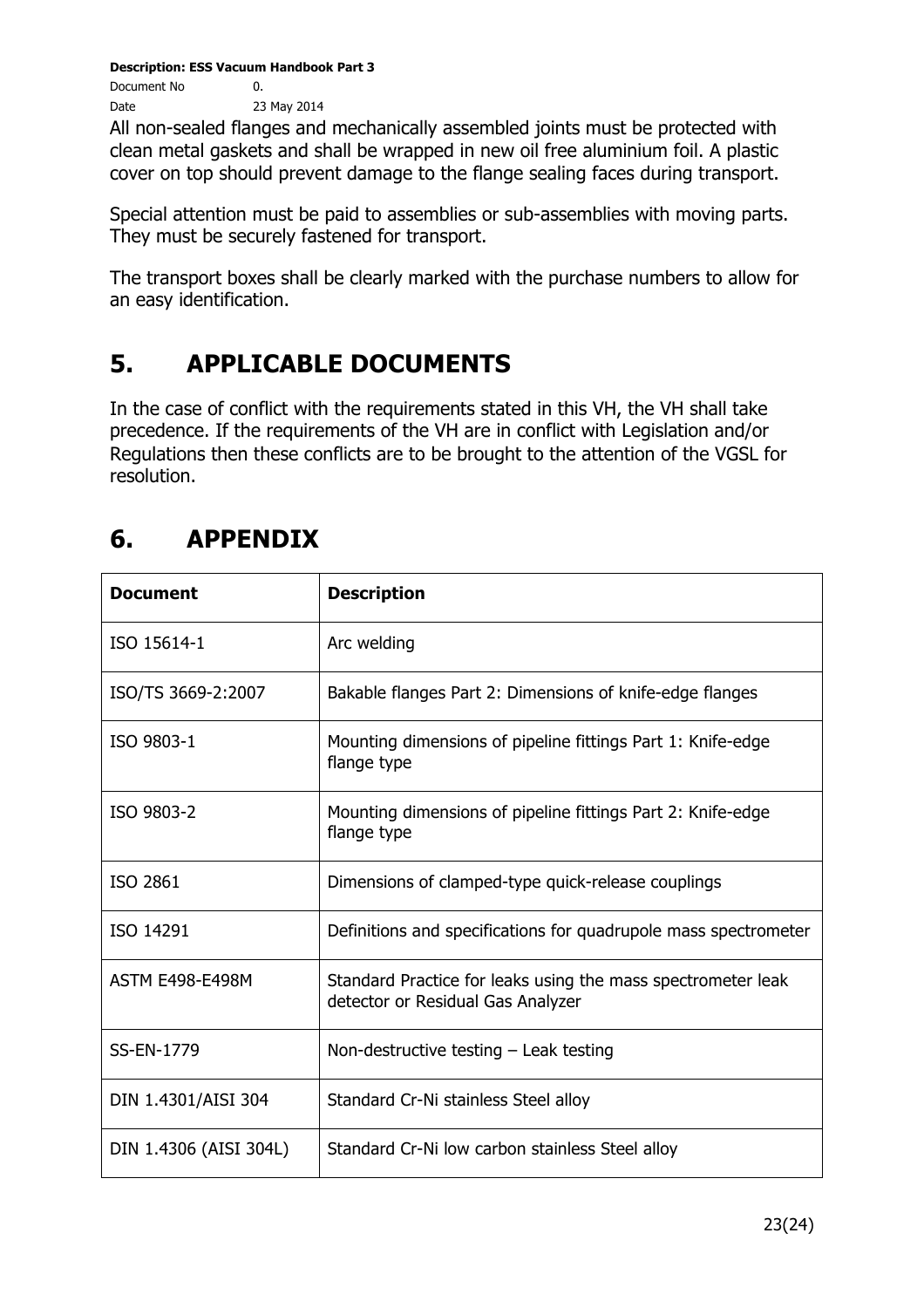All non-sealed flanges and mechanically assembled joints must be protected with clean metal gaskets and shall be wrapped in new oil free aluminium foil. A plastic cover on top should prevent damage to the flange sealing faces during transport.

Special attention must be paid to assemblies or sub-assemblies with moving parts. They must be securely fastened for transport.

The transport boxes shall be clearly marked with the purchase numbers to allow for an easy identification.

# 5. APPLICABLE DOCUMENTS

In the case of conflict with the requirements stated in this VH, the VH shall take precedence. If the requirements of the VH are in conflict with Legislation and/or Regulations then these conflicts are to be brought to the attention of the VGSL for resolution.

# 6. APPENDIX

| Document | Description |
|---|---|
| ISO 15614-1 | Arc welding |
| ISO/TS 3669-2:2007 | Bakable flanges Part 2: Dimensions of knife-edge flanges |
| ISO 9803-1 | Mounting dimensions of pipeline fittings Part 1: Knife-edge flange type |
| ISO 9803-2 | Mounting dimensions of pipeline fittings Part 2: Knife-edge flange type |
| ISO 2861 | Dimensions of clamped-type quick-release couplings |
| ISO 14291 | Definitions and specifications for quadrupole mass spectrometer |
| ASTM E498-E498M | Standard Practice for leaks using the mass spectrometer leak detector or Residual Gas Analyzer |
| SS-EN-1779 | Non-destructive testing – Leak testing |
| DIN 1.4301/AISI 304 | Standard Cr-Ni stainless Steel alloy |
| DIN 1.4306 (AISI 304L) | Standard Cr-Ni low carbon stainless Steel alloy |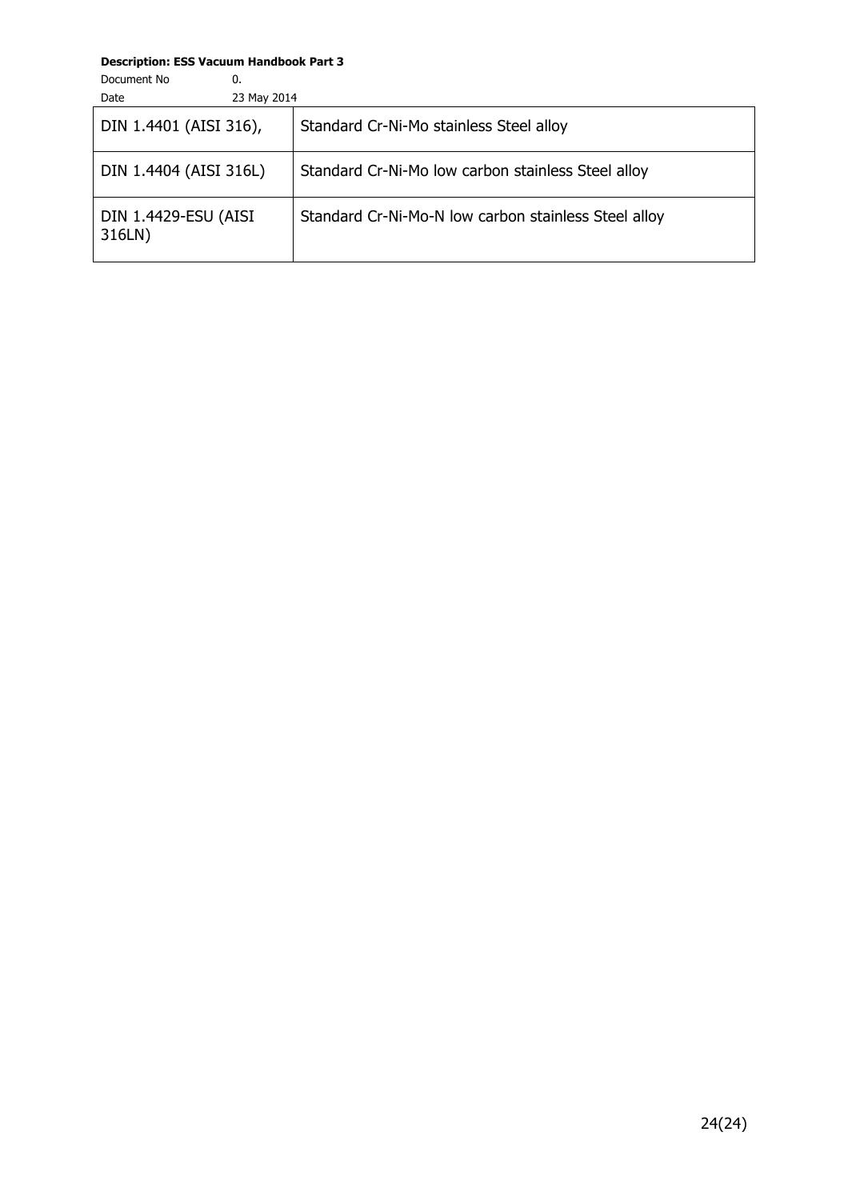| | |
|---|---|
| DIN 1.4401 (AISI 316), | Standard Cr-Ni-Mo stainless Steel alloy |
| DIN 1.4404 (AISI 316L) | Standard Cr-Ni-Mo low carbon stainless Steel alloy |
| DIN 1.4429-ESU (AISI 316LN) | Standard Cr-Ni-Mo-N low carbon stainless Steel alloy |